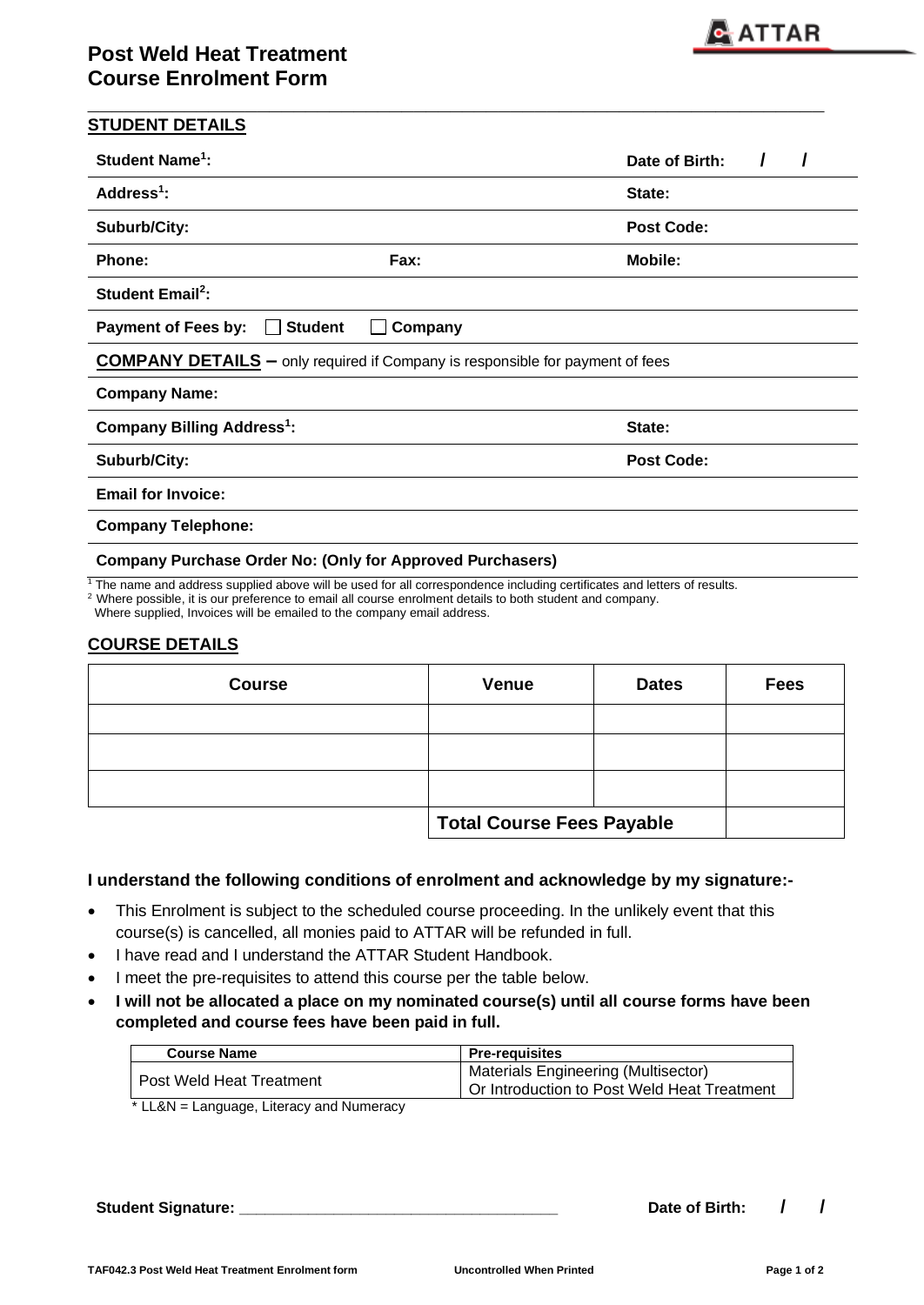# Post Weld Heat Treatment Course Enrolment Form

## STUDENT DETAILS

**Student Name[1]:** **Date of Birth:** / /

**Address[1]:** **State:**

**Suburb/City:** **Post Code:**

**Phone:** **Fax:** **Mobile:**

**Student Email[2]:**

**Payment of Fees by:** ☐ **Student** ☐ **Company**

**COMPANY DETAILS –** only required if Company is responsible for payment of fees

**Company Name:**

**Company Billing Address[1]:** **State:**

**Suburb/City:** **Post Code:**

**Email for Invoice:**

**Company Telephone:**

**Company Purchase Order No: (Only for Approved Purchasers)**

[1] The name and address supplied above will be used for all correspondence including certificates and letters of results.
[2] Where possible, it is our preference to email all course enrolment details to both student and company.
Where supplied, Invoices will be emailed to the company email address.

## COURSE DETAILS

| Course | Venue | Dates | Fees |
|---|---|---|---|
| | | | |
| | | | |
| | | | |
| | **Total Course Fees Payable** | | |

**I understand the following conditions of enrolment and acknowledge by my signature:-**

- This Enrolment is subject to the scheduled course proceeding. In the unlikely event that this course(s) is cancelled, all monies paid to ATTAR will be refunded in full.
- I have read and I understand the ATTAR Student Handbook.
- I meet the pre-requisites to attend this course per the table below.
- **I will not be allocated a place on my nominated course(s) until all course forms have been completed and course fees have been paid in full.**

| Course Name | Pre-requisites |
|---|---|
| Post Weld Heat Treatment | Materials Engineering (Multisector) Or Introduction to Post Weld Heat Treatment |

* LL&N = Language, Literacy and Numeracy

**Student Signature: ___________________________________** **Date of Birth:** / /

TAF042.3 Post Weld Heat Treatment Enrolment form Uncontrolled When Printed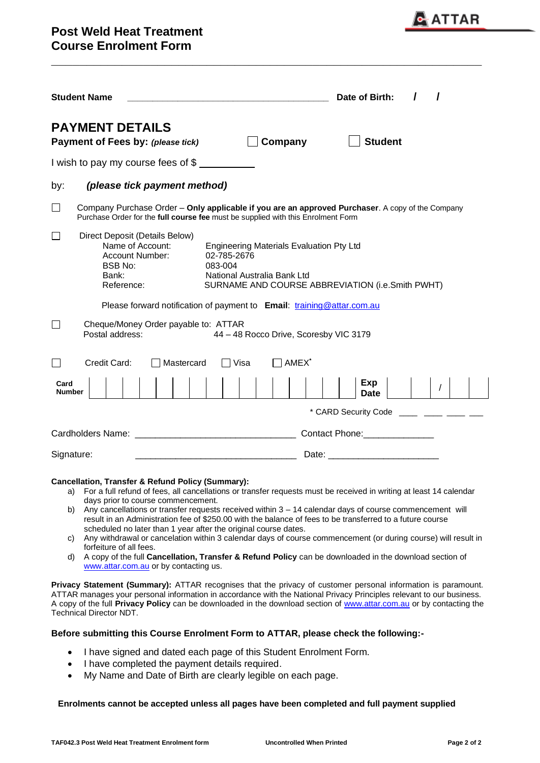# Post Weld Heat Treatment Course Enrolment Form

ATTAR

**Student Name** \_\_\_\_\_\_\_\_\_\_\_\_\_\_\_\_\_\_\_\_\_\_\_\_\_\_\_\_\_\_\_\_\_\_\_\_\_\_\_\_ **Date of Birth:** / /

## PAYMENT DETAILS

**Payment of Fees by:** ***(please tick)*** ☐ **Company** ☐ **Student**

I wish to pay my course fees of $ \_\_\_\_\_\_\_\_\_\_

by: ***(please tick payment method)***

☐ Company Purchase Order – **Only applicable if you are an approved Purchaser**. A copy of the Company Purchase Order for the **full course fee** must be supplied with this Enrolment Form

☐ Direct Deposit (Details Below)

| | |
|---|---|
| Name of Account: | Engineering Materials Evaluation Pty Ltd |
| Account Number: | 02-785-2676 |
| BSB No: | 083-004 |
| Bank: | National Australia Bank Ltd |
| Reference: | SURNAME AND COURSE ABBREVIATION (i.e.Smith PWHT) |

Please forward notification of payment to **Email**: training@attar.com.au

☐ Cheque/Money Order payable to: ATTAR
Postal address: 44 – 48 Rocco Drive, Scoresby VIC 3179

☐ Credit Card: ☐ Mastercard ☐ Visa ☐ AMEX*

**Card Number** | | | | | | | | | | | | | | | | | **Exp Date** | | / | |

* CARD Security Code \_\_\_\_ \_\_\_\_ \_\_\_\_ \_\_\_

Cardholders Name: \_\_\_\_\_\_\_\_\_\_\_\_\_\_\_\_\_\_\_\_\_\_\_\_\_\_\_\_\_\_\_\_ Contact Phone:\_\_\_\_\_\_\_\_\_\_\_\_\_\_

Signature: \_\_\_\_\_\_\_\_\_\_\_\_\_\_\_\_\_\_\_\_\_\_\_\_\_\_\_\_\_\_\_\_ Date: \_\_\_\_\_\_\_\_\_\_\_\_\_\_\_\_\_\_\_\_\_\_

**Cancellation, Transfer & Refund Policy (Summary):**

a) For a full refund of fees, all cancellations or transfer requests must be received in writing at least 14 calendar days prior to course commencement.
b) Any cancellations or transfer requests received within 3 – 14 calendar days of course commencement will result in an Administration fee of $250.00 with the balance of fees to be transferred to a future course scheduled no later than 1 year after the original course dates.
c) Any withdrawal or cancelation within 3 calendar days of course commencement (or during course) will result in forfeiture of all fees.
d) A copy of the full **Cancellation, Transfer & Refund Policy** can be downloaded in the download section of www.attar.com.au or by contacting us.

**Privacy Statement (Summary):** ATTAR recognises that the privacy of customer personal information is paramount. ATTAR manages your personal information in accordance with the National Privacy Principles relevant to our business. A copy of the full **Privacy Policy** can be downloaded in the download section of www.attar.com.au or by contacting the Technical Director NDT.

**Before submitting this Course Enrolment Form to ATTAR, please check the following:-**

- I have signed and dated each page of this Student Enrolment Form.
- I have completed the payment details required.
- My Name and Date of Birth are clearly legible on each page.

**Enrolments cannot be accepted unless all pages have been completed and full payment supplied**

TAF042.3 Post Weld Heat Treatment Enrolment form — Uncontrolled When Printed